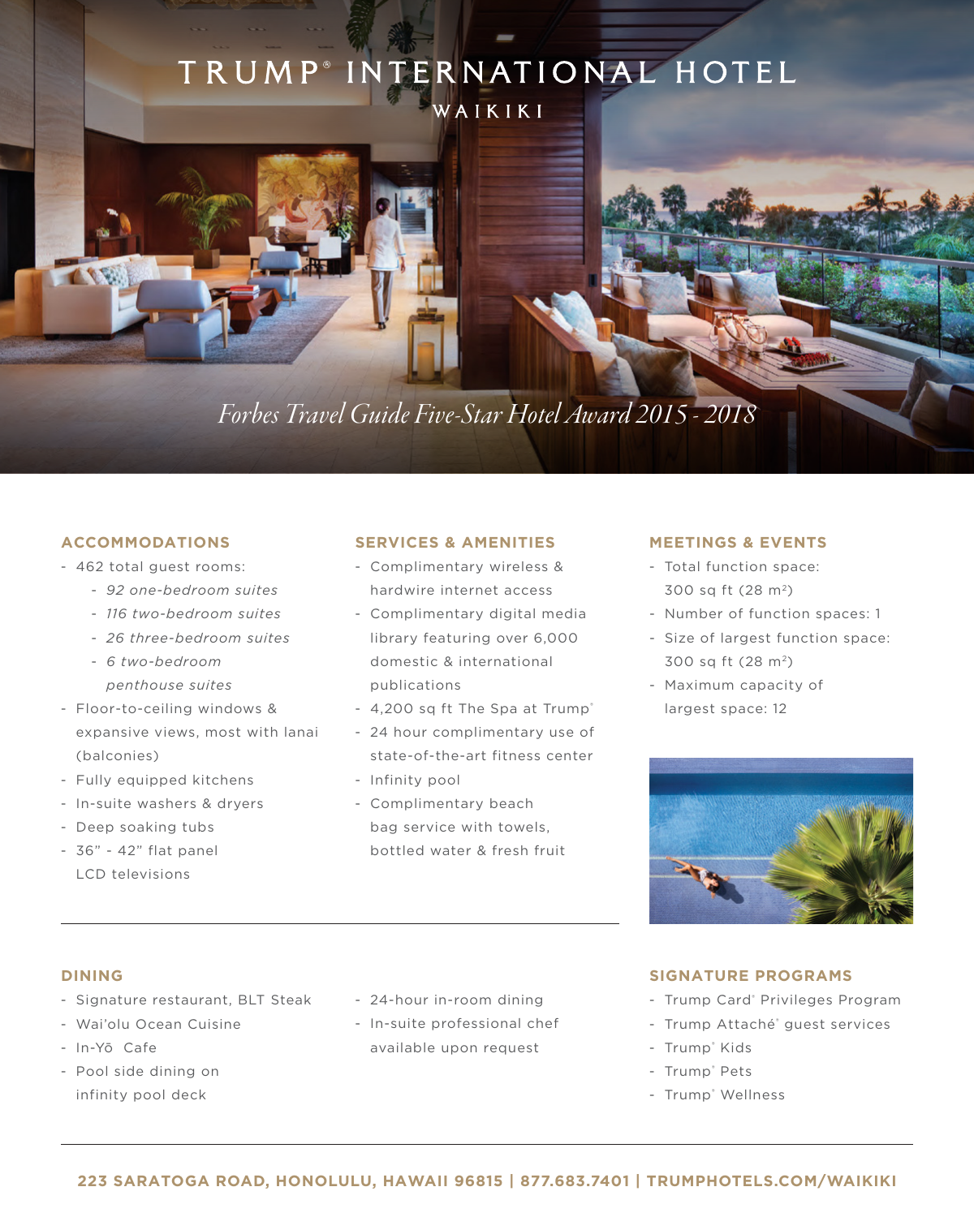# TRUMP® INTERNATIONAL HOTEL

WAIKIKI

*Forbes Travel Guide Five-Star Hotel Award 2015 - 2018*

## ACCOMMODATIONS

- 462 total guest rooms:
  - *92 one-bedroom suites*
  - *116 two-bedroom suites*
  - *26 three-bedroom suites*
  - *6 two-bedroom penthouse suites*
- Floor-to-ceiling windows & expansive views, most with lanai (balconies)
- Fully equipped kitchens
- In-suite washers & dryers
- Deep soaking tubs
- 36" - 42" flat panel LCD televisions

## SERVICES & AMENITIES

- Complimentary wireless & hardwire internet access
- Complimentary digital media library featuring over 6,000 domestic & international publications
- 4,200 sq ft The Spa at Trump®
- 24 hour complimentary use of state-of-the-art fitness center
- Infinity pool
- Complimentary beach bag service with towels, bottled water & fresh fruit

## MEETINGS & EVENTS

- Total function space: 300 sq ft (28 m²)
- Number of function spaces: 1
- Size of largest function space: 300 sq ft (28 m²)
- Maximum capacity of largest space: 12

## DINING

- Signature restaurant, BLT Steak
- Wai'olu Ocean Cuisine
- In-Yō Cafe
- Pool side dining on infinity pool deck
- 24-hour in-room dining
- In-suite professional chef available upon request

## SIGNATURE PROGRAMS

- Trump Card® Privileges Program
- Trump Attaché® guest services
- Trump® Kids
- Trump® Pets
- Trump® Wellness

**223 SARATOGA ROAD, HONOLULU, HAWAII 96815 | 877.683.7401 | TRUMPHOTELS.COM/WAIKIKI**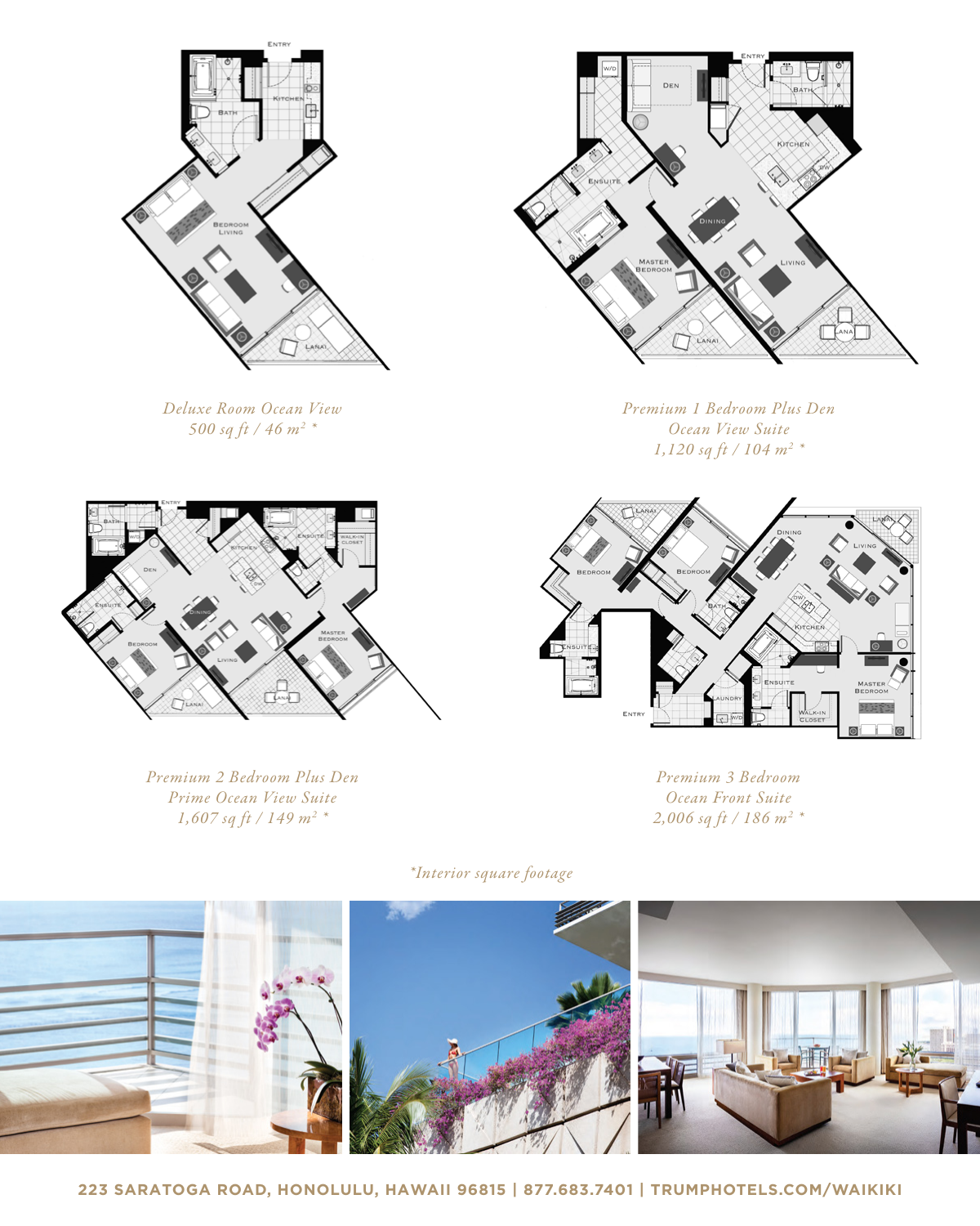*Deluxe Room Ocean View*
*500 sq ft / 46 m² \**

*Premium 1 Bedroom Plus Den*
*Ocean View Suite*
*1,120 sq ft / 104 m² \**

*Premium 2 Bedroom Plus Den*
*Prime Ocean View Suite*
*1,607 sq ft / 149 m² \**

*Premium 3 Bedroom*
*Ocean Front Suite*
*2,006 sq ft / 186 m² \**

*\*Interior square footage*

**223 SARATOGA ROAD, HONOLULU, HAWAII 96815 | 877.683.7401 | TRUMPHOTELS.COM/WAIKIKI**